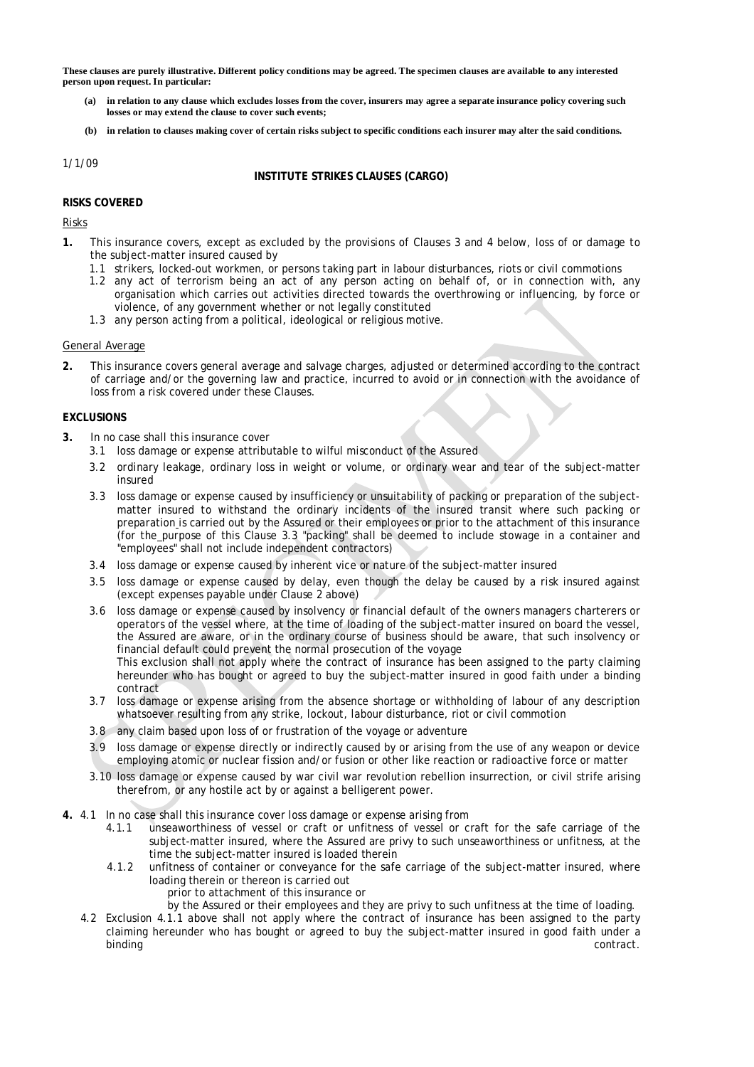**These clauses are purely illustrative. Different policy conditions may be agreed. The specimen clauses are available to any interested person upon request. In particular:**

- **(a) in relation to any clause which excludes losses from the cover, insurers may agree a separate insurance policy covering such losses or may extend the clause to cover such events;**
- **(b) in relation to clauses making cover of certain risks subject to specific conditions each insurer may alter the said conditions.**

1/1/09

# INSTITUTE STRIKES CLAUSES (CARGO)

## RISKS COVERED

Risks

**1.** This insurance covers, except as excluded by the provisions of Clauses 3 and 4 below, loss of or damage to the subject-matter insured caused by

- 1.1 strikers, locked-out workmen, or persons taking part in labour disturbances, riots or civil commotions
- 1.2 any act of terrorism being an act of any person acting on behalf of, or in connection with, any organisation which carries out activities directed towards the overthrowing or influencing, by force or violence, of any government whether or not legally constituted
- 1.3 any person acting from a political, ideological or religious motive.

General Average

**2.** This insurance covers general average and salvage charges, adjusted or determined according to the contract of carriage and/or the governing law and practice, incurred to avoid or in connection with the avoidance of loss from a risk covered under these Clauses.

## EXCLUSIONS

**3.** In no case shall this insurance cover

- 3.1 loss damage or expense attributable to wilful misconduct of the Assured
- 3.2 ordinary leakage, ordinary loss in weight or volume, or ordinary wear and tear of the subject-matter insured
- 3.3 loss damage or expense caused by insufficiency or unsuitability of packing or preparation of the subject-matter insured to withstand the ordinary incidents of the insured transit where such packing or preparation is carried out by the Assured or their employees or prior to the attachment of this insurance (for the purpose of this Clause 3.3 "packing" shall be deemed to include stowage in a container and "employees" shall not include independent contractors)
- 3.4 loss damage or expense caused by inherent vice or nature of the subject-matter insured
- 3.5 loss damage or expense caused by delay, even though the delay be caused by a risk insured against (except expenses payable under Clause 2 above)
- 3.6 loss damage or expense caused by insolvency or financial default of the owners managers charterers or operators of the vessel where, at the time of loading of the subject-matter insured on board the vessel, the Assured are aware, or in the ordinary course of business should be aware, that such insolvency or financial default could prevent the normal prosecution of the voyage
  This exclusion shall not apply where the contract of insurance has been assigned to the party claiming hereunder who has bought or agreed to buy the subject-matter insured in good faith under a binding contract
- 3.7 loss damage or expense arising from the absence shortage or withholding of labour of any description whatsoever resulting from any strike, lockout, labour disturbance, riot or civil commotion
- 3.8 any claim based upon loss of or frustration of the voyage or adventure
- 3.9 loss damage or expense directly or indirectly caused by or arising from the use of any weapon or device employing atomic or nuclear fission and/or fusion or other like reaction or radioactive force or matter
- 3.10 loss damage or expense caused by war civil war revolution rebellion insurrection, or civil strife arising therefrom, or any hostile act by or against a belligerent power.

**4.** 4.1 In no case shall this insurance cover loss damage or expense arising from

- 4.1.1 unseaworthiness of vessel or craft or unfitness of vessel or craft for the safe carriage of the subject-matter insured, where the Assured are privy to such unseaworthiness or unfitness, at the time the subject-matter insured is loaded therein
- 4.1.2 unfitness of container or conveyance for the safe carriage of the subject-matter insured, where loading therein or thereon is carried out
  prior to attachment of this insurance or
  by the Assured or their employees and they are privy to such unfitness at the time of loading.

4.2 Exclusion 4.1.1 above shall not apply where the contract of insurance has been assigned to the party claiming hereunder who has bought or agreed to buy the subject-matter insured in good faith under a binding contract.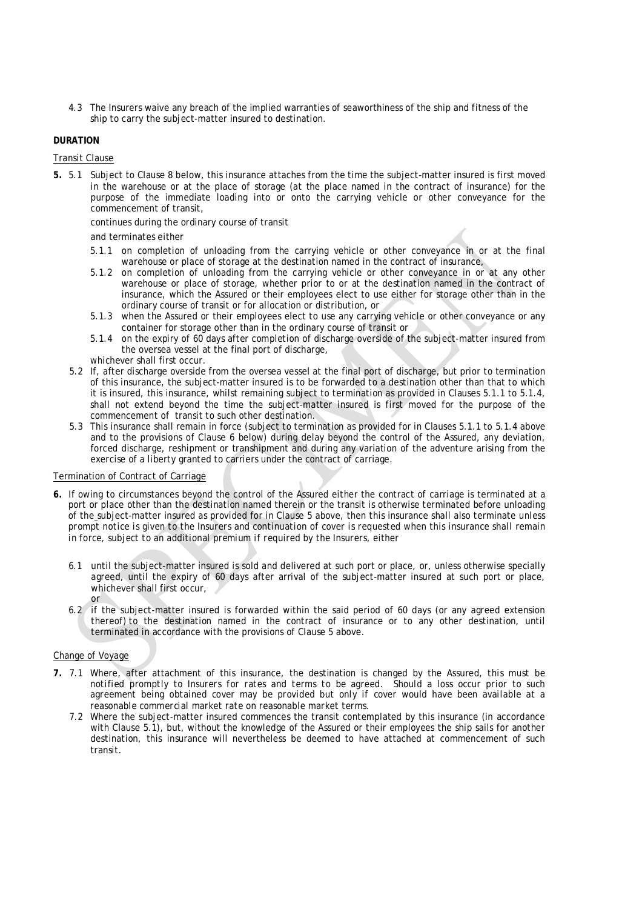4.3 The Insurers waive any breach of the implied warranties of seaworthiness of the ship and fitness of the ship to carry the subject-matter insured to destination.

**DURATION**

Transit Clause

**5.** 5.1 Subject to Clause 8 below, this insurance attaches from the time the subject-matter insured is first moved in the warehouse or at the place of storage (at the place named in the contract of insurance) for the purpose of the immediate loading into or onto the carrying vehicle or other conveyance for the commencement of transit,

continues during the ordinary course of transit

and terminates either

5.1.1 on completion of unloading from the carrying vehicle or other conveyance in or at the final warehouse or place of storage at the destination named in the contract of insurance,

5.1.2 on completion of unloading from the carrying vehicle or other conveyance in or at any other warehouse or place of storage, whether prior to or at the destination named in the contract of insurance, which the Assured or their employees elect to use either for storage other than in the ordinary course of transit or for allocation or distribution, or

5.1.3 when the Assured or their employees elect to use any carrying vehicle or other conveyance or any container for storage other than in the ordinary course of transit or

5.1.4 on the expiry of 60 days after completion of discharge overside of the subject-matter insured from the oversea vessel at the final port of discharge,

whichever shall first occur.

5.2 If, after discharge overside from the oversea vessel at the final port of discharge, but prior to termination of this insurance, the subject-matter insured is to be forwarded to a destination other than that to which it is insured, this insurance, whilst remaining subject to termination as provided in Clauses 5.1.1 to 5.1.4, shall not extend beyond the time the subject-matter insured is first moved for the purpose of the commencement of transit to such other destination.

5.3 This insurance shall remain in force (subject to termination as provided for in Clauses 5.1.1 to 5.1.4 above and to the provisions of Clause 6 below) during delay beyond the control of the Assured, any deviation, forced discharge, reshipment or transhipment and during any variation of the adventure arising from the exercise of a liberty granted to carriers under the contract of carriage.

Termination of Contract of Carriage

**6.** If owing to circumstances beyond the control of the Assured either the contract of carriage is terminated at a port or place other than the destination named therein or the transit is otherwise terminated before unloading of the subject-matter insured as provided for in Clause 5 above, then this insurance shall also terminate unless prompt notice is given to the Insurers and continuation of cover is requested when this insurance shall remain in force, subject to an additional premium if required by the Insurers, either

6.1 until the subject-matter insured is sold and delivered at such port or place, or, unless otherwise specially agreed, until the expiry of 60 days after arrival of the subject-matter insured at such port or place, whichever shall first occur,

or

6.2 if the subject-matter insured is forwarded within the said period of 60 days (or any agreed extension thereof) to the destination named in the contract of insurance or to any other destination, until terminated in accordance with the provisions of Clause 5 above.

Change of Voyage

**7.** 7.1 Where, after attachment of this insurance, the destination is changed by the Assured, this must be notified promptly to Insurers for rates and terms to be agreed. Should a loss occur prior to such agreement being obtained cover may be provided but only if cover would have been available at a reasonable commercial market rate on reasonable market terms.

7.2 Where the subject-matter insured commences the transit contemplated by this insurance (in accordance with Clause 5.1), but, without the knowledge of the Assured or their employees the ship sails for another destination, this insurance will nevertheless be deemed to have attached at commencement of such transit.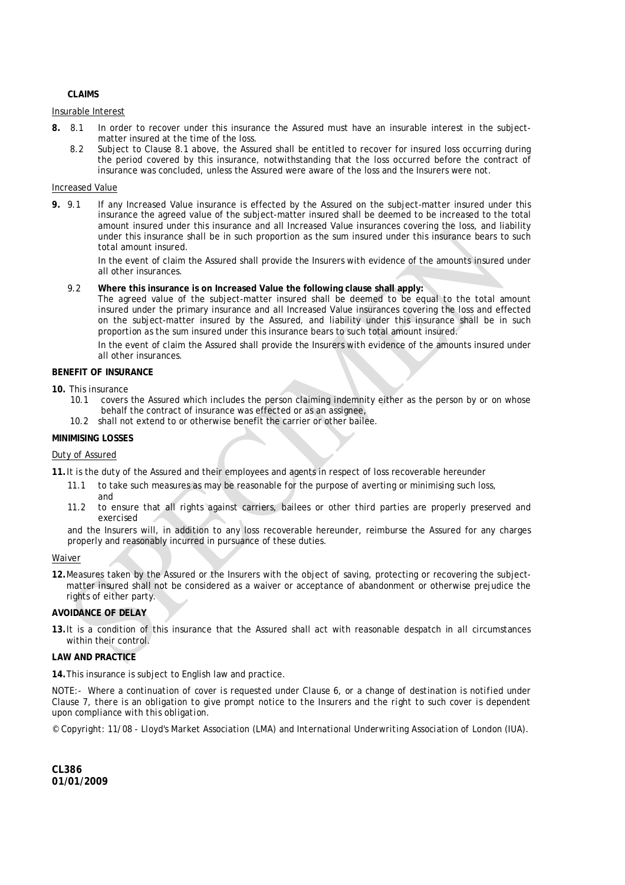**CLAIMS**

Insurable Interest

**8.** 8.1 In order to recover under this insurance the Assured must have an insurable interest in the subject-matter insured at the time of the loss.

8.2 Subject to Clause 8.1 above, the Assured shall be entitled to recover for insured loss occurring during the period covered by this insurance, notwithstanding that the loss occurred before the contract of insurance was concluded, unless the Assured were aware of the loss and the Insurers were not.

Increased Value

**9.** 9.1 If any Increased Value insurance is effected by the Assured on the subject-matter insured under this insurance the agreed value of the subject-matter insured shall be deemed to be increased to the total amount insured under this insurance and all Increased Value insurances covering the loss, and liability under this insurance shall be in such proportion as the sum insured under this insurance bears to such total amount insured.

In the event of claim the Assured shall provide the Insurers with evidence of the amounts insured under all other insurances.

9.2 **Where this insurance is on Increased Value the following clause shall apply:**

The agreed value of the subject-matter insured shall be deemed to be equal to the total amount insured under the primary insurance and all Increased Value insurances covering the loss and effected on the subject-matter insured by the Assured, and liability under this insurance shall be in such proportion as the sum insured under this insurance bears to such total amount insured.

In the event of claim the Assured shall provide the Insurers with evidence of the amounts insured under all other insurances.

**BENEFIT OF INSURANCE**

**10.** This insurance

10.1 covers the Assured which includes the person claiming indemnity either as the person by or on whose behalf the contract of insurance was effected or as an assignee,

10.2 shall not extend to or otherwise benefit the carrier or other bailee.

**MINIMISING LOSSES**

Duty of Assured

**11.** It is the duty of the Assured and their employees and agents in respect of loss recoverable hereunder

11.1 to take such measures as may be reasonable for the purpose of averting or minimising such loss, and

11.2 to ensure that all rights against carriers, bailees or other third parties are properly preserved and exercised

and the Insurers will, in addition to any loss recoverable hereunder, reimburse the Assured for any charges properly and reasonably incurred in pursuance of these duties.

Waiver

**12.** Measures taken by the Assured or the Insurers with the object of saving, protecting or recovering the subject-matter insured shall not be considered as a waiver or acceptance of abandonment or otherwise prejudice the rights of either party.

**AVOIDANCE OF DELAY**

**13.** It is a condition of this insurance that the Assured shall act with reasonable despatch in all circumstances within their control.

**LAW AND PRACTICE**

**14.** This insurance is subject to English law and practice.

*NOTE:- Where a continuation of cover is requested under Clause 6, or a change of destination is notified under Clause 7, there is an obligation to give prompt notice to the Insurers and the right to such cover is dependent upon compliance with this obligation.*

*© Copyright: 11/08 - Lloyd's Market Association (LMA) and International Underwriting Association of London (IUA).*

**CL386**
**01/01/2009**